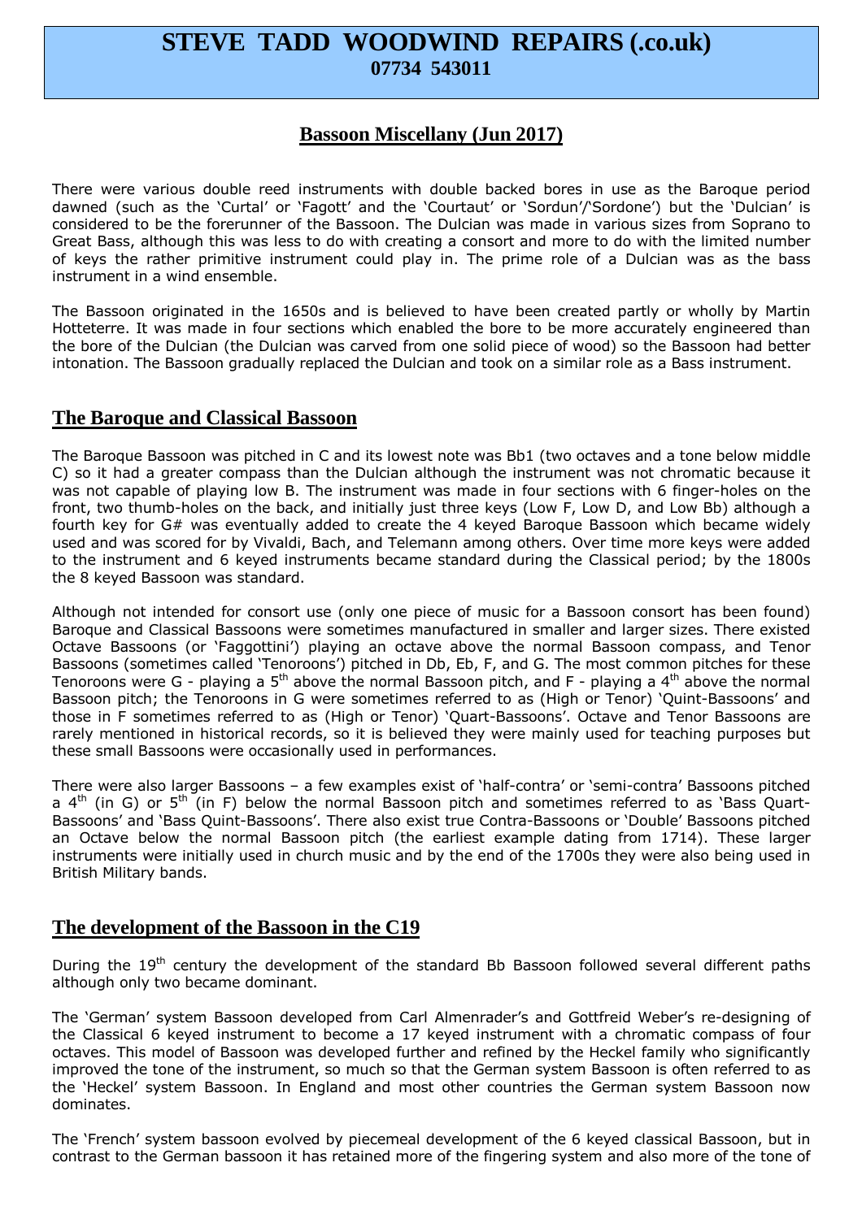# STEVE TADD WOODWIND REPAIRS (.co.uk)

**07734 543011**

## Bassoon Miscellany (Jun 2017)

There were various double reed instruments with double backed bores in use as the Baroque period dawned (such as the 'Curtal' or 'Fagott' and the 'Courtaut' or 'Sordun'/'Sordone') but the 'Dulcian' is considered to be the forerunner of the Bassoon. The Dulcian was made in various sizes from Soprano to Great Bass, although this was less to do with creating a consort and more to do with the limited number of keys the rather primitive instrument could play in. The prime role of a Dulcian was as the bass instrument in a wind ensemble.

The Bassoon originated in the 1650s and is believed to have been created partly or wholly by Martin Hotteterre. It was made in four sections which enabled the bore to be more accurately engineered than the bore of the Dulcian (the Dulcian was carved from one solid piece of wood) so the Bassoon had better intonation. The Bassoon gradually replaced the Dulcian and took on a similar role as a Bass instrument.

## The Baroque and Classical Bassoon

The Baroque Bassoon was pitched in C and its lowest note was Bb1 (two octaves and a tone below middle C) so it had a greater compass than the Dulcian although the instrument was not chromatic because it was not capable of playing low B. The instrument was made in four sections with 6 finger-holes on the front, two thumb-holes on the back, and initially just three keys (Low F, Low D, and Low Bb) although a fourth key for G# was eventually added to create the 4 keyed Baroque Bassoon which became widely used and was scored for by Vivaldi, Bach, and Telemann among others. Over time more keys were added to the instrument and 6 keyed instruments became standard during the Classical period; by the 1800s the 8 keyed Bassoon was standard.

Although not intended for consort use (only one piece of music for a Bassoon consort has been found) Baroque and Classical Bassoons were sometimes manufactured in smaller and larger sizes. There existed Octave Bassoons (or 'Faggottini') playing an octave above the normal Bassoon compass, and Tenor Bassoons (sometimes called 'Tenoroons') pitched in Db, Eb, F, and G. The most common pitches for these Tenoroons were G - playing a 5th above the normal Bassoon pitch, and F - playing a 4th above the normal Bassoon pitch; the Tenoroons in G were sometimes referred to as (High or Tenor) 'Quint-Bassoons' and those in F sometimes referred to as (High or Tenor) 'Quart-Bassoons'. Octave and Tenor Bassoons are rarely mentioned in historical records, so it is believed they were mainly used for teaching purposes but these small Bassoons were occasionally used in performances.

There were also larger Bassoons – a few examples exist of 'half-contra' or 'semi-contra' Bassoons pitched a 4th (in G) or 5th (in F) below the normal Bassoon pitch and sometimes referred to as 'Bass Quart-Bassoons' and 'Bass Quint-Bassoons'. There also exist true Contra-Bassoons or 'Double' Bassoons pitched an Octave below the normal Bassoon pitch (the earliest example dating from 1714). These larger instruments were initially used in church music and by the end of the 1700s they were also being used in British Military bands.

## The development of the Bassoon in the C19

During the 19th century the development of the standard Bb Bassoon followed several different paths although only two became dominant.

The 'German' system Bassoon developed from Carl Almenrader's and Gottfreid Weber's re-designing of the Classical 6 keyed instrument to become a 17 keyed instrument with a chromatic compass of four octaves. This model of Bassoon was developed further and refined by the Heckel family who significantly improved the tone of the instrument, so much so that the German system Bassoon is often referred to as the 'Heckel' system Bassoon. In England and most other countries the German system Bassoon now dominates.

The 'French' system bassoon evolved by piecemeal development of the 6 keyed classical Bassoon, but in contrast to the German bassoon it has retained more of the fingering system and also more of the tone of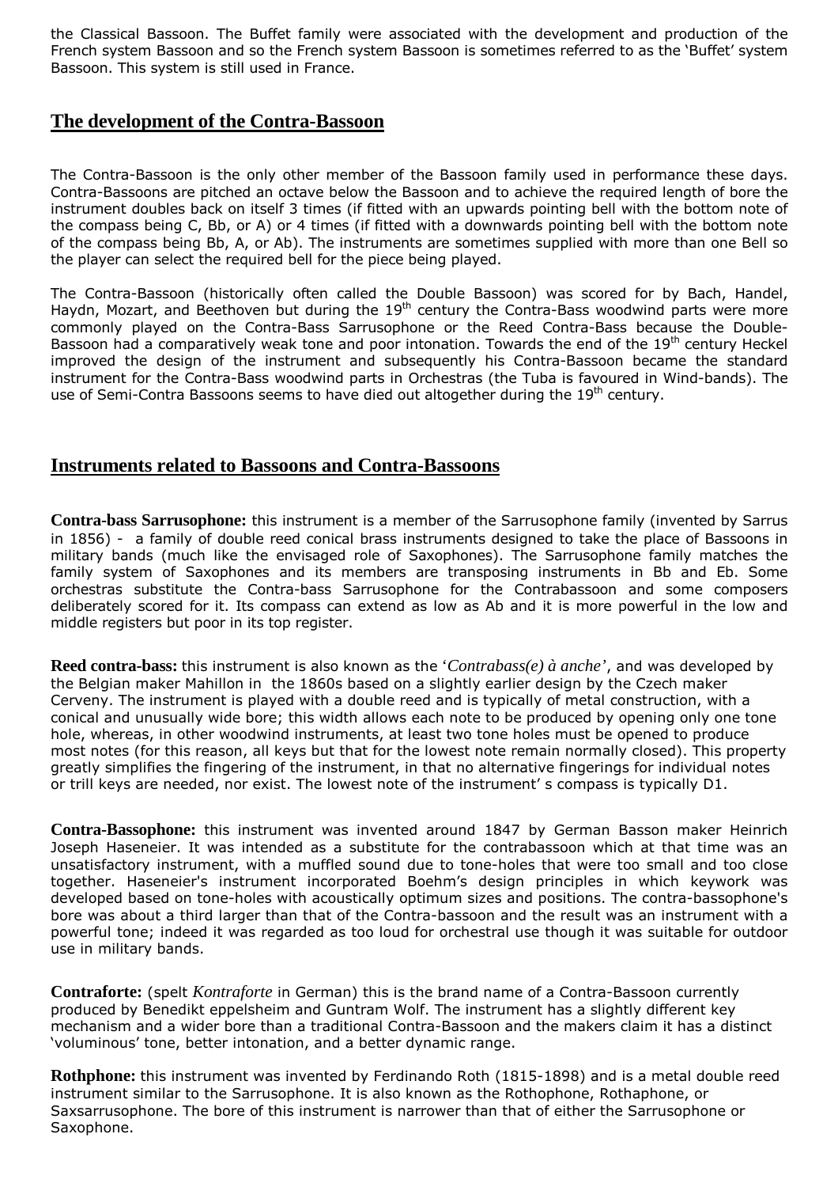the Classical Bassoon. The Buffet family were associated with the development and production of the French system Bassoon and so the French system Bassoon is sometimes referred to as the 'Buffet' system Bassoon. This system is still used in France.

## The development of the Contra-Bassoon

The Contra-Bassoon is the only other member of the Bassoon family used in performance these days. Contra-Bassoons are pitched an octave below the Bassoon and to achieve the required length of bore the instrument doubles back on itself 3 times (if fitted with an upwards pointing bell with the bottom note of the compass being C, Bb, or A) or 4 times (if fitted with a downwards pointing bell with the bottom note of the compass being Bb, A, or Ab). The instruments are sometimes supplied with more than one Bell so the player can select the required bell for the piece being played.

The Contra-Bassoon (historically often called the Double Bassoon) was scored for by Bach, Handel, Haydn, Mozart, and Beethoven but during the 19th century the Contra-Bass woodwind parts were more commonly played on the Contra-Bass Sarrusophone or the Reed Contra-Bass because the Double-Bassoon had a comparatively weak tone and poor intonation. Towards the end of the 19th century Heckel improved the design of the instrument and subsequently his Contra-Bassoon became the standard instrument for the Contra-Bass woodwind parts in Orchestras (the Tuba is favoured in Wind-bands). The use of Semi-Contra Bassoons seems to have died out altogether during the 19th century.

## Instruments related to Bassoons and Contra-Bassoons

**Contra-bass Sarrusophone:** this instrument is a member of the Sarrusophone family (invented by Sarrus in 1856) - a family of double reed conical brass instruments designed to take the place of Bassoons in military bands (much like the envisaged role of Saxophones). The Sarrusophone family matches the family system of Saxophones and its members are transposing instruments in Bb and Eb. Some orchestras substitute the Contra-bass Sarrusophone for the Contrabassoon and some composers deliberately scored for it. Its compass can extend as low as Ab and it is more powerful in the low and middle registers but poor in its top register.

**Reed contra-bass:** this instrument is also known as the '*Contrabass(e) à anche*', and was developed by the Belgian maker Mahillon in the 1860s based on a slightly earlier design by the Czech maker Cerveny. The instrument is played with a double reed and is typically of metal construction, with a conical and unusually wide bore; this width allows each note to be produced by opening only one tone hole, whereas, in other woodwind instruments, at least two tone holes must be opened to produce most notes (for this reason, all keys but that for the lowest note remain normally closed). This property greatly simplifies the fingering of the instrument, in that no alternative fingerings for individual notes or trill keys are needed, nor exist. The lowest note of the instrument' s compass is typically D1.

**Contra-Bassophone:** this instrument was invented around 1847 by German Basson maker Heinrich Joseph Haseneier. It was intended as a substitute for the contrabassoon which at that time was an unsatisfactory instrument, with a muffled sound due to tone-holes that were too small and too close together. Haseneier's instrument incorporated Boehm's design principles in which keywork was developed based on tone-holes with acoustically optimum sizes and positions. The contra-bassophone's bore was about a third larger than that of the Contra-bassoon and the result was an instrument with a powerful tone; indeed it was regarded as too loud for orchestral use though it was suitable for outdoor use in military bands.

**Contraforte:** (spelt *Kontraforte* in German) this is the brand name of a Contra-Bassoon currently produced by Benedikt eppelsheim and Guntram Wolf. The instrument has a slightly different key mechanism and a wider bore than a traditional Contra-Bassoon and the makers claim it has a distinct 'voluminous' tone, better intonation, and a better dynamic range.

**Rothphone:** this instrument was invented by Ferdinando Roth (1815-1898) and is a metal double reed instrument similar to the Sarrusophone. It is also known as the Rothophone, Rothaphone, or Saxsarrusophone. The bore of this instrument is narrower than that of either the Sarrusophone or Saxophone.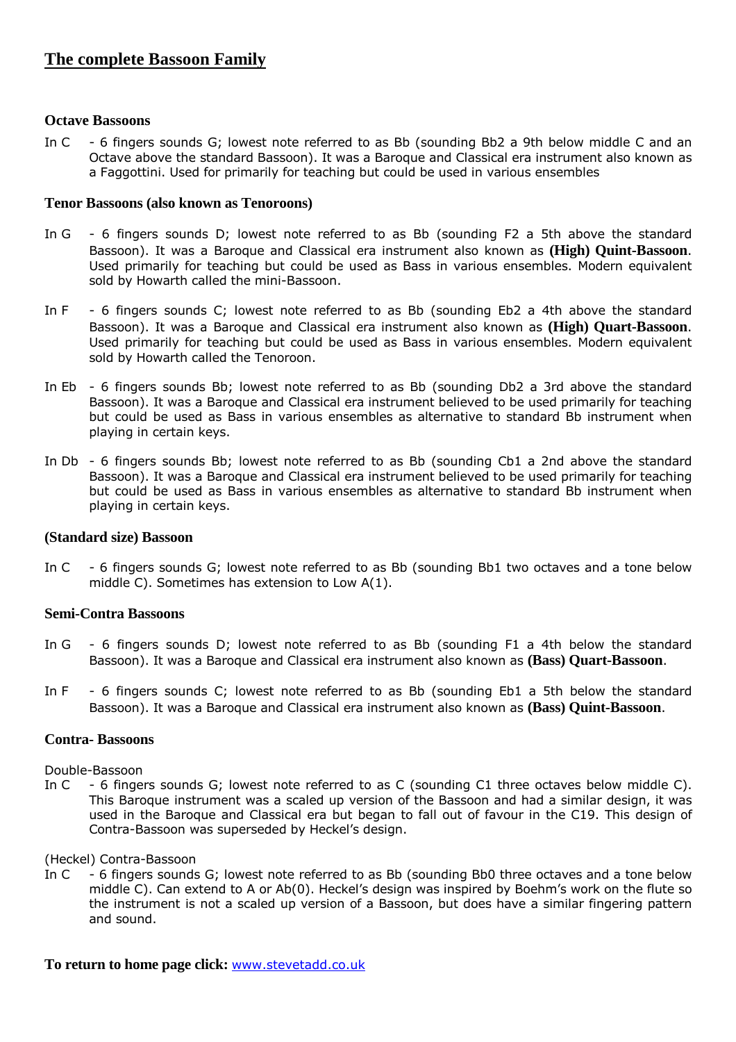# The complete Bassoon Family

### Octave Bassoons

In C - 6 fingers sounds G; lowest note referred to as Bb (sounding Bb2 a 9th below middle C and an Octave above the standard Bassoon). It was a Baroque and Classical era instrument also known as a Faggottini. Used for primarily for teaching but could be used in various ensembles

### Tenor Bassoons (also known as Tenoroons)

In G - 6 fingers sounds D; lowest note referred to as Bb (sounding F2 a 5th above the standard Bassoon). It was a Baroque and Classical era instrument also known as **(High) Quint-Bassoon**. Used primarily for teaching but could be used as Bass in various ensembles. Modern equivalent sold by Howarth called the mini-Bassoon.

In F - 6 fingers sounds C; lowest note referred to as Bb (sounding Eb2 a 4th above the standard Bassoon). It was a Baroque and Classical era instrument also known as **(High) Quart-Bassoon**. Used primarily for teaching but could be used as Bass in various ensembles. Modern equivalent sold by Howarth called the Tenoroon.

In Eb - 6 fingers sounds Bb; lowest note referred to as Bb (sounding Db2 a 3rd above the standard Bassoon). It was a Baroque and Classical era instrument believed to be used primarily for teaching but could be used as Bass in various ensembles as alternative to standard Bb instrument when playing in certain keys.

In Db - 6 fingers sounds Bb; lowest note referred to as Bb (sounding Cb1 a 2nd above the standard Bassoon). It was a Baroque and Classical era instrument believed to be used primarily for teaching but could be used as Bass in various ensembles as alternative to standard Bb instrument when playing in certain keys.

### (Standard size) Bassoon

In C - 6 fingers sounds G; lowest note referred to as Bb (sounding Bb1 two octaves and a tone below middle C). Sometimes has extension to Low A(1).

### Semi-Contra Bassoons

In G - 6 fingers sounds D; lowest note referred to as Bb (sounding F1 a 4th below the standard Bassoon). It was a Baroque and Classical era instrument also known as **(Bass) Quart-Bassoon**.

In F - 6 fingers sounds C; lowest note referred to as Bb (sounding Eb1 a 5th below the standard Bassoon). It was a Baroque and Classical era instrument also known as **(Bass) Quint-Bassoon**.

### Contra- Bassoons

Double-Bassoon

In C - 6 fingers sounds G; lowest note referred to as C (sounding C1 three octaves below middle C). This Baroque instrument was a scaled up version of the Bassoon and had a similar design, it was used in the Baroque and Classical era but began to fall out of favour in the C19. This design of Contra-Bassoon was superseded by Heckel's design.

(Heckel) Contra-Bassoon

In C - 6 fingers sounds G; lowest note referred to as Bb (sounding Bb0 three octaves and a tone below middle C). Can extend to A or Ab(0). Heckel's design was inspired by Boehm's work on the flute so the instrument is not a scaled up version of a Bassoon, but does have a similar fingering pattern and sound.

**To return to home page click:** [www.stevetadd.co.uk](http://www.stevetadd.co.uk)